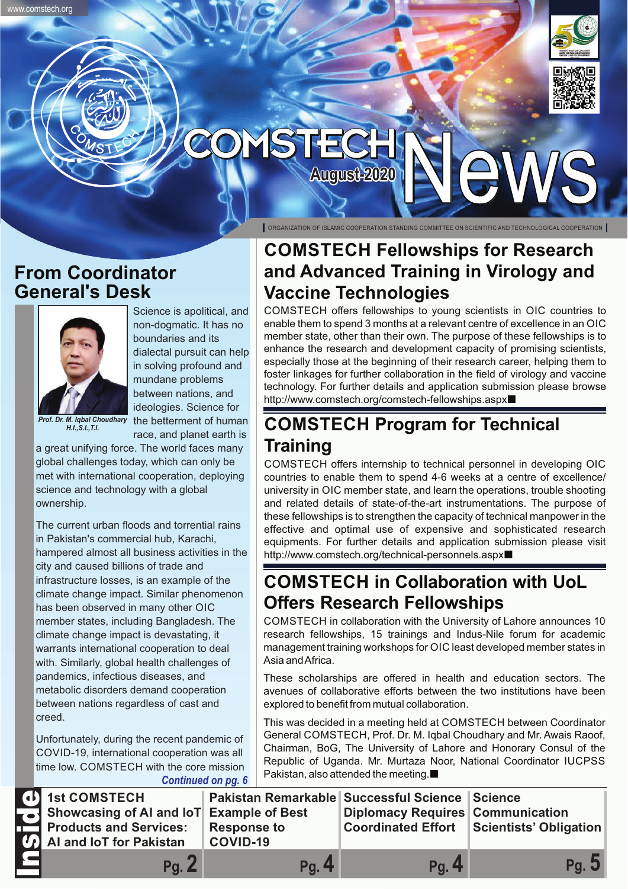www.comstech.org

# COMSTECH News

August-2020

ORGANIZATION OF ISLAMIC COOPERATION STANDING COMMITTEE ON SCIENTIFIC AND TECHNOLOGICAL COOPERATION

## From Coordinator General's Desk

*Prof. Dr. M. Iqbal Choudhary H.I.,S.I.,T.I.*

Science is apolitical, and non-dogmatic. It has no boundaries and its dialectal pursuit can help in solving profound and mundane problems between nations, and ideologies. Science for the betterment of human race, and planet earth is a great unifying force. The world faces many global challenges today, which can only be met with international cooperation, deploying science and technology with a global ownership.

The current urban floods and torrential rains in Pakistan's commercial hub, Karachi, hampered almost all business activities in the city and caused billions of trade and infrastructure losses, is an example of the climate change impact. Similar phenomenon has been observed in many other OIC member states, including Bangladesh. The climate change impact is devastating, it warrants international cooperation to deal with. Similarly, global health challenges of pandemics, infectious diseases, and metabolic disorders demand cooperation between nations regardless of cast and creed.

Unfortunately, during the recent pandemic of COVID-19, international cooperation was all time low. COMSTECH with the core mission

*Continued on pg. 6*

## COMSTECH Fellowships for Research and Advanced Training in Virology and Vaccine Technologies

COMSTECH offers fellowships to young scientists in OIC countries to enable them to spend 3 months at a relevant centre of excellence in an OIC member state, other than their own. The purpose of these fellowships is to enhance the research and development capacity of promising scientists, especially those at the beginning of their research career, helping them to foster linkages for further collaboration in the field of virology and vaccine technology. For further details and application submission please browse http://www.comstech.org/comstech-fellowships.aspx■

## COMSTECH Program for Technical Training

COMSTECH offers internship to technical personnel in developing OIC countries to enable them to spend 4-6 weeks at a centre of excellence/ university in OIC member state, and learn the operations, trouble shooting and related details of state-of-the-art instrumentations. The purpose of these fellowships is to strengthen the capacity of technical manpower in the effective and optimal use of expensive and sophisticated research equipments. For further details and application submission please visit http://www.comstech.org/technical-personnels.aspx■

## COMSTECH in Collaboration with UoL Offers Research Fellowships

COMSTECH in collaboration with the University of Lahore announces 10 research fellowships, 15 trainings and Indus-Nile forum for academic management training workshops for OIC least developed member states in Asia and Africa.

These scholarships are offered in health and education sectors. The avenues of collaborative efforts between the two institutions have been explored to benefit from mutual collaboration.

This was decided in a meeting held at COMSTECH between Coordinator General COMSTECH, Prof. Dr. M. Iqbal Choudhary and Mr. Awais Raoof, Chairman, BoG, The University of Lahore and Honorary Consul of the Republic of Uganda. Mr. Murtaza Noor, National Coordinator IUCPSS Pakistan, also attended the meeting.■

## Inside

| | | | |
|---|---|---|---|
| 1st COMSTECH Showcasing of AI and IoT Products and Services: AI and IoT for Pakistan | Pakistan Remarkable Example of Best Response to COVID-19 | Successful Science Diplomacy Requires Coordinated Effort | Science Communication Scientists' Obligation |
| Pg. 2 | Pg. 4 | Pg. 4 | Pg. 5 |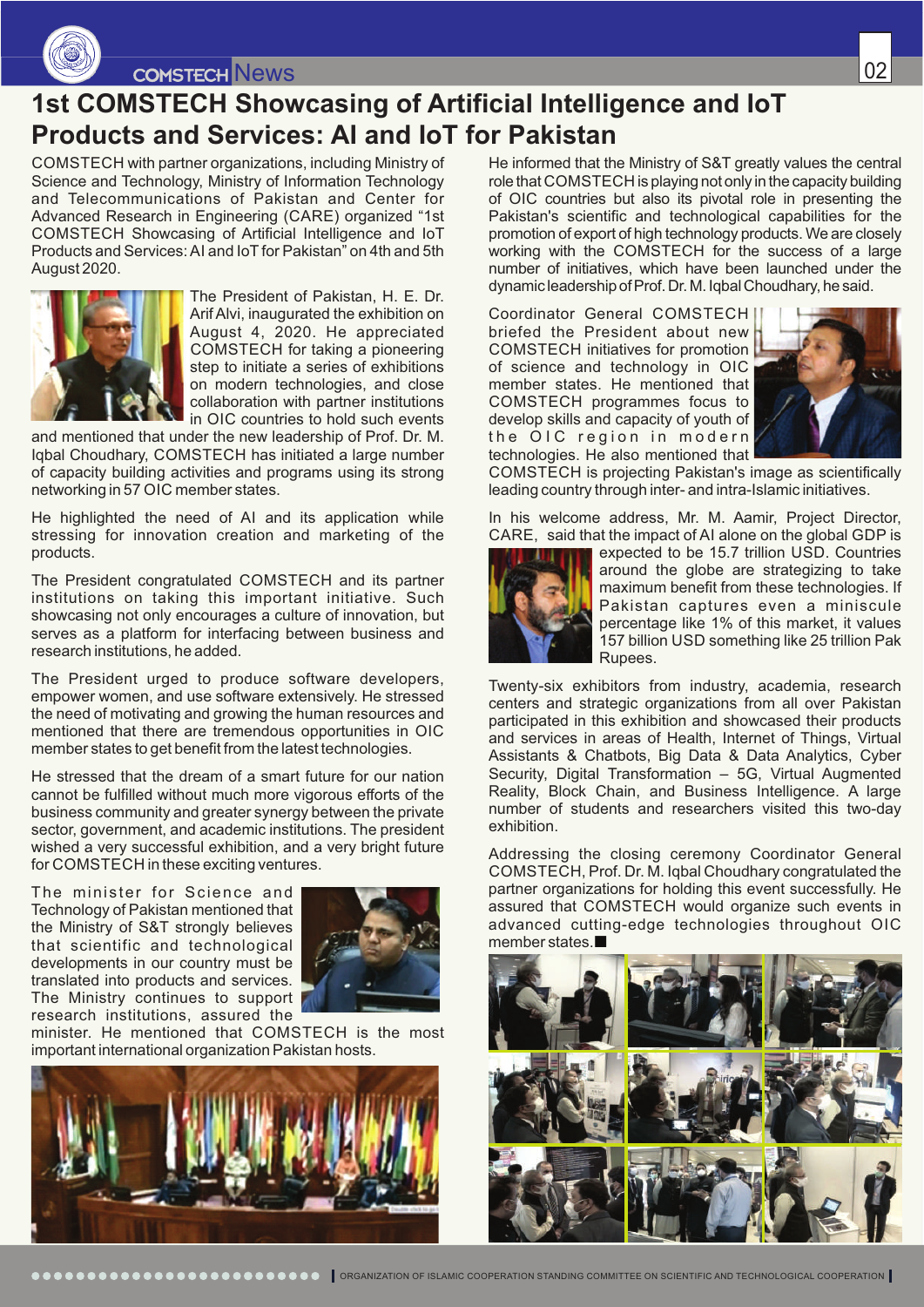# 1st COMSTECH Showcasing of Artificial Intelligence and IoT Products and Services: AI and IoT for Pakistan

COMSTECH with partner organizations, including Ministry of Science and Technology, Ministry of Information Technology and Telecommunications of Pakistan and Center for Advanced Research in Engineering (CARE) organized "1st COMSTECH Showcasing of Artificial Intelligence and IoT Products and Services: AI and IoT for Pakistan" on 4th and 5th August 2020.

The President of Pakistan, H. E. Dr. Arif Alvi, inaugurated the exhibition on August 4, 2020. He appreciated COMSTECH for taking a pioneering step to initiate a series of exhibitions on modern technologies, and close collaboration with partner institutions in OIC countries to hold such events and mentioned that under the new leadership of Prof. Dr. M. Iqbal Choudhary, COMSTECH has initiated a large number of capacity building activities and programs using its strong networking in 57 OIC member states.

He highlighted the need of AI and its application while stressing for innovation creation and marketing of the products.

The President congratulated COMSTECH and its partner institutions on taking this important initiative. Such showcasing not only encourages a culture of innovation, but serves as a platform for interfacing between business and research institutions, he added.

The President urged to produce software developers, empower women, and use software extensively. He stressed the need of motivating and growing the human resources and mentioned that there are tremendous opportunities in OIC member states to get benefit from the latest technologies.

He stressed that the dream of a smart future for our nation cannot be fulfilled without much more vigorous efforts of the business community and greater synergy between the private sector, government, and academic institutions. The president wished a very successful exhibition, and a very bright future for COMSTECH in these exciting ventures.

The minister for Science and Technology of Pakistan mentioned that the Ministry of S&T strongly believes that scientific and technological developments in our country must be translated into products and services. The Ministry continues to support research institutions, assured the minister. He mentioned that COMSTECH is the most important international organization Pakistan hosts.

He informed that the Ministry of S&T greatly values the central role that COMSTECH is playing not only in the capacity building of OIC countries but also its pivotal role in presenting the Pakistan's scientific and technological capabilities for the promotion of export of high technology products. We are closely working with the COMSTECH for the success of a large number of initiatives, which have been launched under the dynamic leadership of Prof. Dr. M. Iqbal Choudhary, he said.

Coordinator General COMSTECH briefed the President about new COMSTECH initiatives for promotion of science and technology in OIC member states. He mentioned that COMSTECH programmes focus to develop skills and capacity of youth of the OIC region in modern technologies. He also mentioned that COMSTECH is projecting Pakistan's image as scientifically leading country through inter- and intra-Islamic initiatives.

In his welcome address, Mr. M. Aamir, Project Director, CARE, said that the impact of AI alone on the global GDP is expected to be 15.7 trillion USD. Countries around the globe are strategizing to take maximum benefit from these technologies. If Pakistan captures even a miniscule percentage like 1% of this market, it values 157 billion USD something like 25 trillion Pak Rupees.

Twenty-six exhibitors from industry, academia, research centers and strategic organizations from all over Pakistan participated in this exhibition and showcased their products and services in areas of Health, Internet of Things, Virtual Assistants & Chatbots, Big Data & Data Analytics, Cyber Security, Digital Transformation – 5G, Virtual Augmented Reality, Block Chain, and Business Intelligence. A large number of students and researchers visited this two-day exhibition.

Addressing the closing ceremony Coordinator General COMSTECH, Prof. Dr. M. Iqbal Choudhary congratulated the partner organizations for holding this event successfully. He assured that COMSTECH would organize such events in advanced cutting-edge technologies throughout OIC member states.■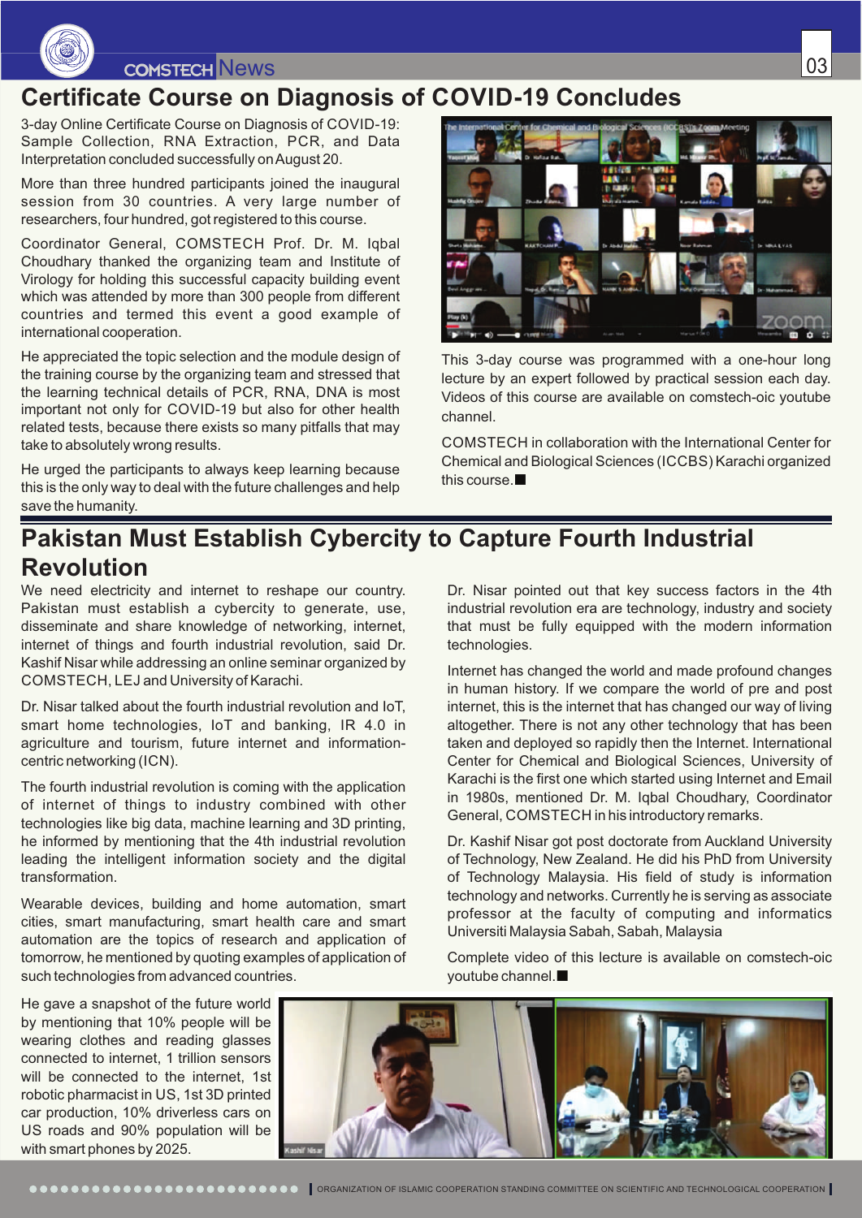# Certificate Course on Diagnosis of COVID-19 Concludes

3-day Online Certificate Course on Diagnosis of COVID-19: Sample Collection, RNA Extraction, PCR, and Data Interpretation concluded successfully on August 20.

More than three hundred participants joined the inaugural session from 30 countries. A very large number of researchers, four hundred, got registered to this course.

Coordinator General, COMSTECH Prof. Dr. M. Iqbal Choudhary thanked the organizing team and Institute of Virology for holding this successful capacity building event which was attended by more than 300 people from different countries and termed this event a good example of international cooperation.

He appreciated the topic selection and the module design of the training course by the organizing team and stressed that the learning technical details of PCR, RNA, DNA is most important not only for COVID-19 but also for other health related tests, because there exists so many pitfalls that may take to absolutely wrong results.

He urged the participants to always keep learning because this is the only way to deal with the future challenges and help save the humanity.

This 3-day course was programmed with a one-hour long lecture by an expert followed by practical session each day. Videos of this course are available on comstech-oic youtube channel.

COMSTECH in collaboration with the International Center for Chemical and Biological Sciences (ICCBS) Karachi organized this course.■

# Pakistan Must Establish Cybercity to Capture Fourth Industrial Revolution

We need electricity and internet to reshape our country. Pakistan must establish a cybercity to generate, use, disseminate and share knowledge of networking, internet, internet of things and fourth industrial revolution, said Dr. Kashif Nisar while addressing an online seminar organized by COMSTECH, LEJ and University of Karachi.

Dr. Nisar talked about the fourth industrial revolution and IoT, smart home technologies, IoT and banking, IR 4.0 in agriculture and tourism, future internet and information-centric networking (ICN).

The fourth industrial revolution is coming with the application of internet of things to industry combined with other technologies like big data, machine learning and 3D printing, he informed by mentioning that the 4th industrial revolution leading the intelligent information society and the digital transformation.

Wearable devices, building and home automation, smart cities, smart manufacturing, smart health care and smart automation are the topics of research and application of tomorrow, he mentioned by quoting examples of application of such technologies from advanced countries.

He gave a snapshot of the future world by mentioning that 10% people will be wearing clothes and reading glasses connected to internet, 1 trillion sensors will be connected to the internet, 1st robotic pharmacist in US, 1st 3D printed car production, 10% driverless cars on US roads and 90% population will be with smart phones by 2025.

Dr. Nisar pointed out that key success factors in the 4th industrial revolution era are technology, industry and society that must be fully equipped with the modern information technologies.

Internet has changed the world and made profound changes in human history. If we compare the world of pre and post internet, this is the internet that has changed our way of living altogether. There is not any other technology that has been taken and deployed so rapidly then the Internet. International Center for Chemical and Biological Sciences, University of Karachi is the first one which started using Internet and Email in 1980s, mentioned Dr. M. Iqbal Choudhary, Coordinator General, COMSTECH in his introductory remarks.

Dr. Kashif Nisar got post doctorate from Auckland University of Technology, New Zealand. He did his PhD from University of Technology Malaysia. His field of study is information technology and networks. Currently he is serving as associate professor at the faculty of computing and informatics Universiti Malaysia Sabah, Sabah, Malaysia

Complete video of this lecture is available on comstech-oic youtube channel.■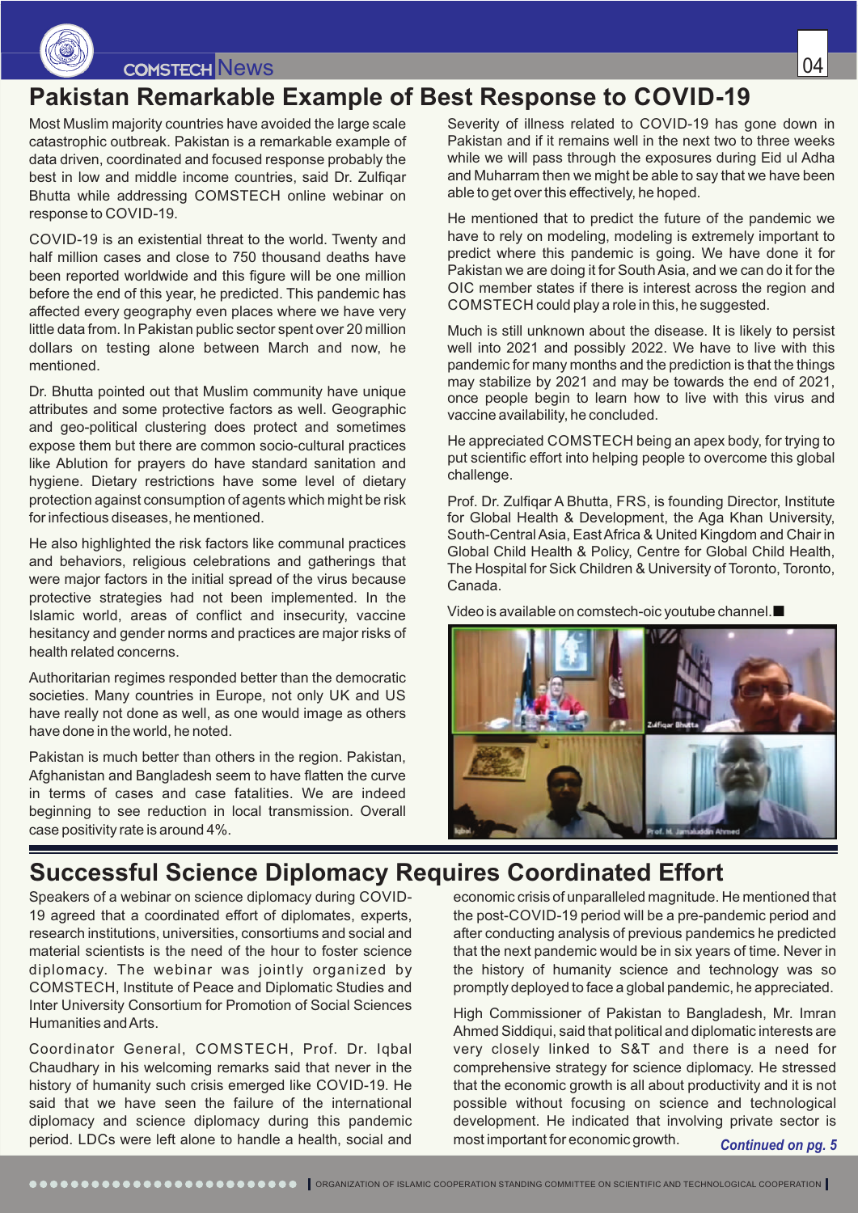# Pakistan Remarkable Example of Best Response to COVID-19

Most Muslim majority countries have avoided the large scale catastrophic outbreak. Pakistan is a remarkable example of data driven, coordinated and focused response probably the best in low and middle income countries, said Dr. Zulfiqar Bhutta while addressing COMSTECH online webinar on response to COVID-19.

COVID-19 is an existential threat to the world. Twenty and half million cases and close to 750 thousand deaths have been reported worldwide and this figure will be one million before the end of this year, he predicted. This pandemic has affected every geography even places where we have very little data from. In Pakistan public sector spent over 20 million dollars on testing alone between March and now, he mentioned.

Dr. Bhutta pointed out that Muslim community have unique attributes and some protective factors as well. Geographic and geo-political clustering does protect and sometimes expose them but there are common socio-cultural practices like Ablution for prayers do have standard sanitation and hygiene. Dietary restrictions have some level of dietary protection against consumption of agents which might be risk for infectious diseases, he mentioned.

He also highlighted the risk factors like communal practices and behaviors, religious celebrations and gatherings that were major factors in the initial spread of the virus because protective strategies had not been implemented. In the Islamic world, areas of conflict and insecurity, vaccine hesitancy and gender norms and practices are major risks of health related concerns.

Authoritarian regimes responded better than the democratic societies. Many countries in Europe, not only UK and US have really not done as well, as one would image as others have done in the world, he noted.

Pakistan is much better than others in the region. Pakistan, Afghanistan and Bangladesh seem to have flatten the curve in terms of cases and case fatalities. We are indeed beginning to see reduction in local transmission. Overall case positivity rate is around 4%.

Severity of illness related to COVID-19 has gone down in Pakistan and if it remains well in the next two to three weeks while we will pass through the exposures during Eid ul Adha and Muharram then we might be able to say that we have been able to get over this effectively, he hoped.

He mentioned that to predict the future of the pandemic we have to rely on modeling, modeling is extremely important to predict where this pandemic is going. We have done it for Pakistan we are doing it for South Asia, and we can do it for the OIC member states if there is interest across the region and COMSTECH could play a role in this, he suggested.

Much is still unknown about the disease. It is likely to persist well into 2021 and possibly 2022. We have to live with this pandemic for many months and the prediction is that the things may stabilize by 2021 and may be towards the end of 2021, once people begin to learn how to live with this virus and vaccine availability, he concluded.

He appreciated COMSTECH being an apex body, for trying to put scientific effort into helping people to overcome this global challenge.

Prof. Dr. Zulfiqar A Bhutta, FRS, is founding Director, Institute for Global Health & Development, the Aga Khan University, South-Central Asia, East Africa & United Kingdom and Chair in Global Child Health & Policy, Centre for Global Child Health, The Hospital for Sick Children & University of Toronto, Toronto, Canada.

Video is available on comstech-oic youtube channel.■

# Successful Science Diplomacy Requires Coordinated Effort

Speakers of a webinar on science diplomacy during COVID-19 agreed that a coordinated effort of diplomates, experts, research institutions, universities, consortiums and social and material scientists is the need of the hour to foster science diplomacy. The webinar was jointly organized by COMSTECH, Institute of Peace and Diplomatic Studies and Inter University Consortium for Promotion of Social Sciences Humanities and Arts.

Coordinator General, COMSTECH, Prof. Dr. Iqbal Chaudhary in his welcoming remarks said that never in the history of humanity such crisis emerged like COVID-19. He said that we have seen the failure of the international diplomacy and science diplomacy during this pandemic period. LDCs were left alone to handle a health, social and economic crisis of unparalleled magnitude. He mentioned that the post-COVID-19 period will be a pre-pandemic period and after conducting analysis of previous pandemics he predicted that the next pandemic would be in six years of time. Never in the history of humanity science and technology was so promptly deployed to face a global pandemic, he appreciated.

High Commissioner of Pakistan to Bangladesh, Mr. Imran Ahmed Siddiqui, said that political and diplomatic interests are very closely linked to S&T and there is a need for comprehensive strategy for science diplomacy. He stressed that the economic growth is all about productivity and it is not possible without focusing on science and technological development. He indicated that involving private sector is most important for economic growth.

*Continued on pg. 5*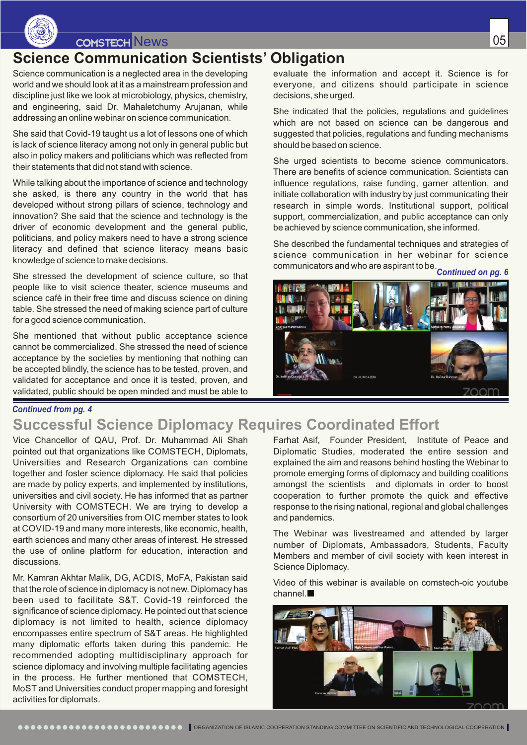# Science Communication Scientists' Obligation

Science communication is a neglected area in the developing world and we should look at it as a mainstream profession and discipline just like we look at microbiology, physics, chemistry, and engineering, said Dr. Mahaletchumy Arujanan, while addressing an online webinar on science communication.

She said that Covid-19 taught us a lot of lessons one of which is lack of science literacy among not only in general public but also in policy makers and politicians which was reflected from their statements that did not stand with science.

While talking about the importance of science and technology she asked, is there any country in the world that has developed without strong pillars of science, technology and innovation? She said that the science and technology is the driver of economic development and the general public, politicians, and policy makers need to have a strong science literacy and defined that science literacy means basic knowledge of science to make decisions.

She stressed the development of science culture, so that people like to visit science theater, science museums and science café in their free time and discuss science on dining table. She stressed the need of making science part of culture for a good science communication.

She mentioned that without public acceptance science cannot be commercialized. She stressed the need of science acceptance by the societies by mentioning that nothing can be accepted blindly, the science has to be tested, proven, and validated for acceptance and once it is tested, proven, and validated, public should be open minded and must be able to evaluate the information and accept it. Science is for everyone, and citizens should participate in science decisions, she urged.

She indicated that the policies, regulations and guidelines which are not based on science can be dangerous and suggested that policies, regulations and funding mechanisms should be based on science.

She urged scientists to become science communicators. There are benefits of science communication. Scientists can influence regulations, raise funding, garner attention, and initiate collaboration with industry by just communicating their research in simple words. Institutional support, political support, commercialization, and public acceptance can only be achieved by science communication, she informed.

She described the fundamental techniques and strategies of science communication in her webinar for science communicators and who are aspirant to be.

*Continued on pg. 6*

*Continued from pg. 4*

## Successful Science Diplomacy Requires Coordinated Effort

Vice Chancellor of QAU, Prof. Dr. Muhammad Ali Shah pointed out that organizations like COMSTECH, Diplomats, Universities and Research Organizations can combine together and foster science diplomacy. He said that policies are made by policy experts, and implemented by institutions, universities and civil society. He has informed that as partner University with COMSTECH. We are trying to develop a consortium of 20 universities from OIC member states to look at COVID-19 and many more interests, like economic, health, earth sciences and many other areas of interest. He stressed the use of online platform for education, interaction and discussions.

Mr. Kamran Akhtar Malik, DG, ACDIS, MoFA, Pakistan said that the role of science in diplomacy is not new. Diplomacy has been used to facilitate S&T. Covid-19 reinforced the significance of science diplomacy. He pointed out that science diplomacy is not limited to health, science diplomacy encompasses entire spectrum of S&T areas. He highlighted many diplomatic efforts taken during this pandemic. He recommended adopting multidisciplinary approach for science diplomacy and involving multiple facilitating agencies in the process. He further mentioned that COMSTECH, MoST and Universities conduct proper mapping and foresight activities for diplomats.

Farhat Asif, Founder President, Institute of Peace and Diplomatic Studies, moderated the entire session and explained the aim and reasons behind hosting the Webinar to promote emerging forms of diplomacy and building coalitions amongst the scientists and diplomats in order to boost cooperation to further promote the quick and effective response to the rising national, regional and global challenges and pandemics.

The Webinar was livestreamed and attended by larger number of Diplomats, Ambassadors, Students, Faculty Members and member of civil society with keen interest in Science Diplomacy.

Video of this webinar is available on comstech-oic youtube channel.■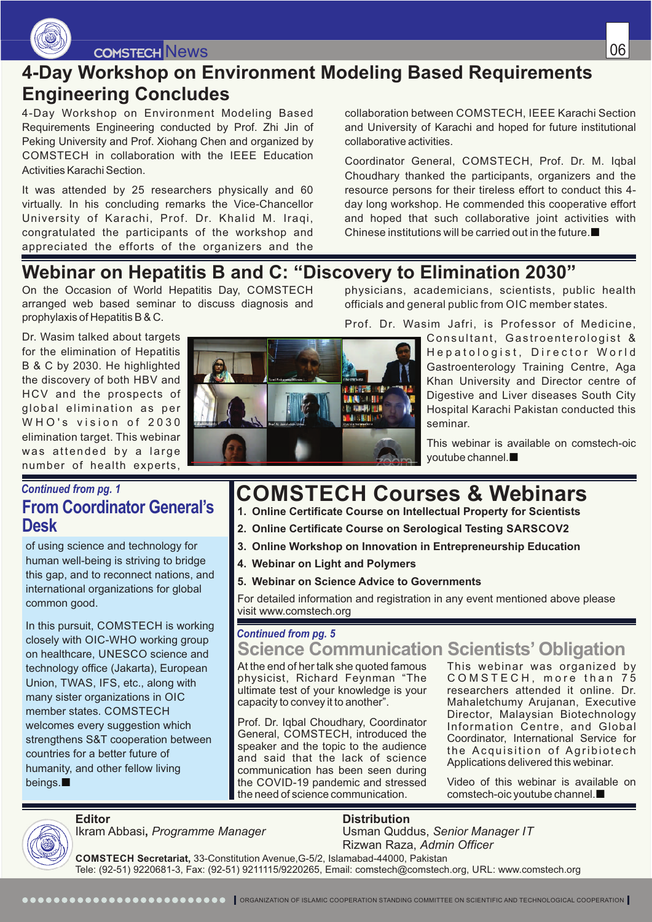## 4-Day Workshop on Environment Modeling Based Requirements Engineering Concludes

4-Day Workshop on Environment Modeling Based Requirements Engineering conducted by Prof. Zhi Jin of Peking University and Prof. Xiohang Chen and organized by COMSTECH in collaboration with the IEEE Education Activities Karachi Section.

It was attended by 25 researchers physically and 60 virtually. In his concluding remarks the Vice-Chancellor University of Karachi, Prof. Dr. Khalid M. Iraqi, congratulated the participants of the workshop and appreciated the efforts of the organizers and the collaboration between COMSTECH, IEEE Karachi Section and University of Karachi and hoped for future institutional collaborative activities.

Coordinator General, COMSTECH, Prof. Dr. M. Iqbal Choudhary thanked the participants, organizers and the resource persons for their tireless effort to conduct this 4-day long workshop. He commended this cooperative effort and hoped that such collaborative joint activities with Chinese institutions will be carried out in the future.■

## Webinar on Hepatitis B and C: "Discovery to Elimination 2030"

On the Occasion of World Hepatitis Day, COMSTECH arranged web based seminar to discuss diagnosis and prophylaxis of Hepatitis B & C.

Dr. Wasim talked about targets for the elimination of Hepatitis B & C by 2030. He highlighted the discovery of both HBV and HCV and the prospects of global elimination as per WHO's vision of 2030 elimination target. This webinar was attended by a large number of health experts, physicians, academicians, scientists, public health officials and general public from OIC member states.

Prof. Dr. Wasim Jafri, is Professor of Medicine, Consultant, Gastroenterologist & Hepatologist, Director World Gastroenterology Training Centre, Aga Khan University and Director centre of Digestive and Liver diseases South City Hospital Karachi Pakistan conducted this seminar.

This webinar is available on comstech-oic youtube channel.■

*Continued from pg. 1*

## From Coordinator General's Desk

of using science and technology for human well-being is striving to bridge this gap, and to reconnect nations, and international organizations for global common good.

In this pursuit, COMSTECH is working closely with OIC-WHO working group on healthcare, UNESCO science and technology office (Jakarta), European Union, TWAS, IFS, etc., along with many sister organizations in OIC member states. COMSTECH welcomes every suggestion which strengthens S&T cooperation between countries for a better future of humanity, and other fellow living beings.■

## COMSTECH Courses & Webinars

1. **Online Certificate Course on Intellectual Property for Scientists**
2. **Online Certificate Course on Serological Testing SARSCOV2**
3. **Online Workshop on Innovation in Entrepreneurship Education**
4. **Webinar on Light and Polymers**
5. **Webinar on Science Advice to Governments**

For detailed information and registration in any event mentioned above please visit www.comstech.org

*Continued from pg. 5*

## Science Communication Scientists' Obligation

At the end of her talk she quoted famous physicist, Richard Feynman "The ultimate test of your knowledge is your capacity to convey it to another".

Prof. Dr. Iqbal Choudhary, Coordinator General, COMSTECH, introduced the speaker and the topic to the audience and said that the lack of science communication has been seen during the COVID-19 pandemic and stressed the need of science communication.

This webinar was organized by COMSTECH, more than 75 researchers attended it online. Dr. Mahaletchumy Arujanan, Executive Director, Malaysian Biotechnology Information Centre, and Global Coordinator, International Service for the Acquisition of Agribiotech Applications delivered this webinar.

Video of this webinar is available on comstech-oic youtube channel.■

**Editor**
Ikram Abbasi, *Programme Manager*

**Distribution**
Usman Quddus, *Senior Manager IT*
Rizwan Raza, *Admin Officer*

**COMSTECH Secretariat,** 33-Constitution Avenue,G-5/2, Islamabad-44000, Pakistan
Tele: (92-51) 9220681-3, Fax: (92-51) 9211115/9220265, Email: comstech@comstech.org, URL: www.comstech.org